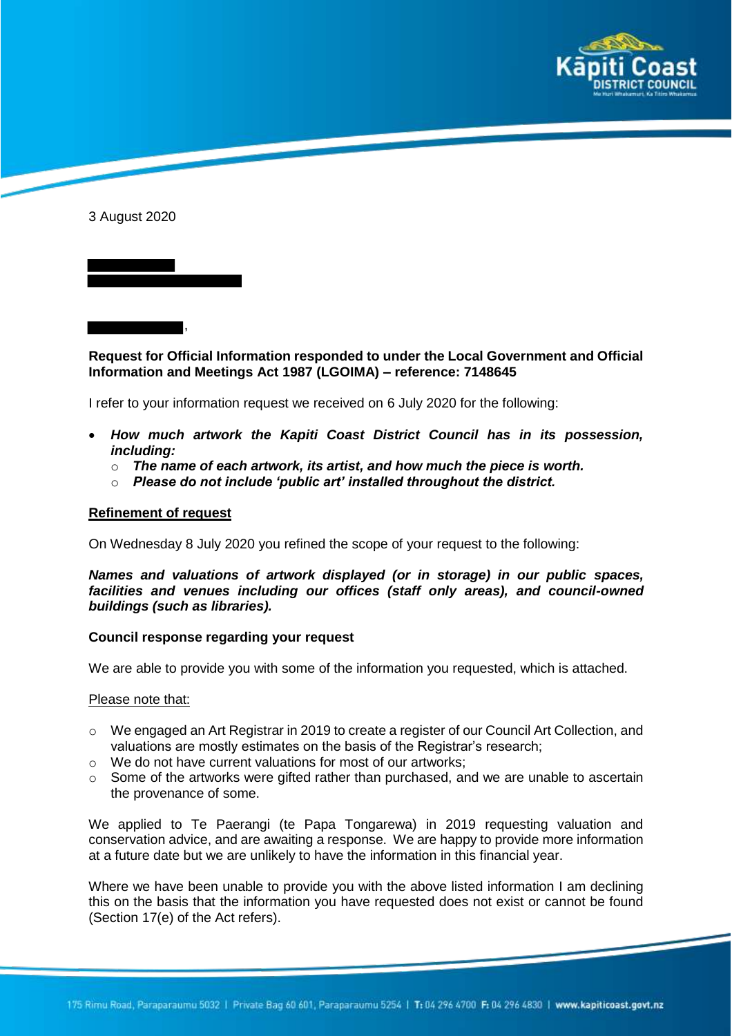3 August 2020

Request for Official Information responded to under the Local Government and Official Information and Meetings Act 1987 (LGOIMA) – reference: 7148645

I refer to your information request we received on 6 July 2020 for the following:

- ***How much artwork the Kapiti Coast District Council has in its possession, including:***
  - ***The name of each artwork, its artist, and how much the piece is worth.***
  - ***Please do not include 'public art' installed throughout the district.***

**<u>Refinement of request</u>**

On Wednesday 8 July 2020 you refined the scope of your request to the following:

***Names and valuations of artwork displayed (or in storage) in our public spaces, facilities and venues including our offices (staff only areas), and council-owned buildings (such as libraries).***

**Council response regarding your request**

We are able to provide you with some of the information you requested, which is attached.

<u>Please note that:</u>

- We engaged an Art Registrar in 2019 to create a register of our Council Art Collection, and valuations are mostly estimates on the basis of the Registrar's research;
- We do not have current valuations for most of our artworks;
- Some of the artworks were gifted rather than purchased, and we are unable to ascertain the provenance of some.

We applied to Te Paerangi (te Papa Tongarewa) in 2019 requesting valuation and conservation advice, and are awaiting a response. We are happy to provide more information at a future date but we are unlikely to have the information in this financial year.

Where we have been unable to provide you with the above listed information I am declining this on the basis that the information you have requested does not exist or cannot be found (Section 17(e) of the Act refers).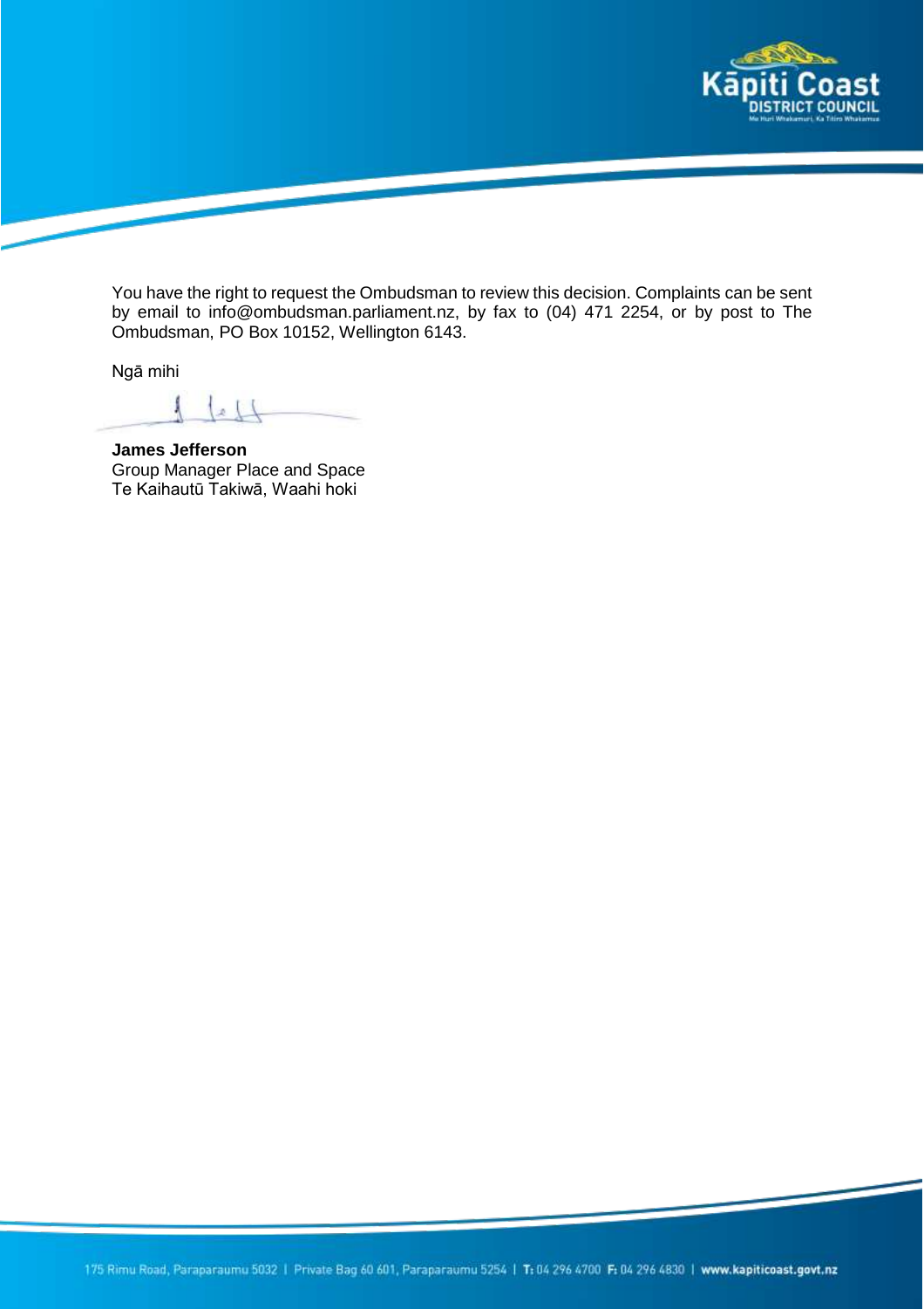You have the right to request the Ombudsman to review this decision. Complaints can be sent by email to info@ombudsman.parliament.nz, by fax to (04) 471 2254, or by post to The Ombudsman, PO Box 10152, Wellington 6143.

Ngā mihi

**James Jefferson**
Group Manager Place and Space
Te Kaihautū Takiwā, Waahi hoki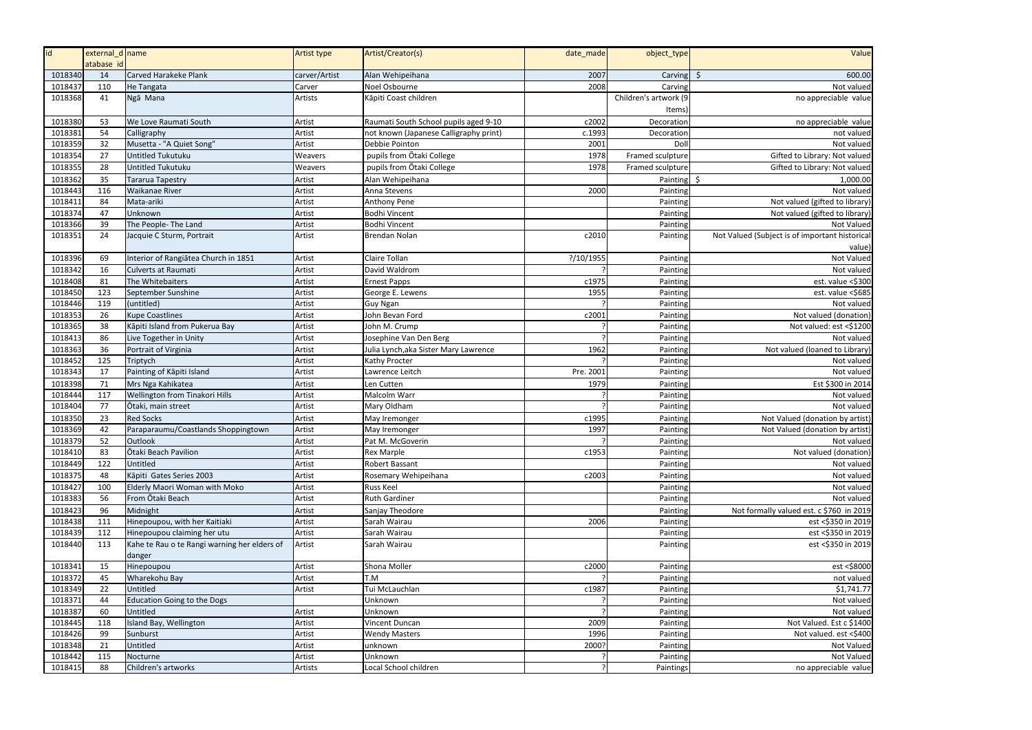| id | external_database id | name | Artist type | Artist/Creator(s) | date_made | object_type | Value |
|---|---|---|---|---|---|---|---|
| 1018340 | 14 | Carved Harakeke Plank | carver/Artist | Alan Wehipeihana | 2007 | Carving | $ 600.00 |
| 1018437 | 110 | He Tangata | Carver | Noel Osbourne | 2008 | Carving | Not valued |
| 1018368 | 41 | Ngā Mana | Artists | Kāpiti Coast children | | Children's artwork (9 Items) | no appreciable value |
| 1018380 | 53 | We Love Raumati South | Artist | Raumati South School pupils aged 9-10 | c2002 | Decoration | no appreciable value |
| 1018381 | 54 | Calligraphy | Artist | not known (Japanese Calligraphy print) | c.1993 | Decoration | not valued |
| 1018359 | 32 | Musetta - "A Quiet Song" | Artist | Debbie Pointon | 2001 | Doll | Not valued |
| 1018354 | 27 | Untitled Tukutuku | Weavers | pupils from Ōtaki College | 1978 | Framed sculpture | Gifted to Library: Not valued |
| 1018355 | 28 | Untitled Tukutuku | Weavers | pupils from Ōtaki College | 1978 | Framed sculpture | Gifted to Library: Not valued |
| 1018362 | 35 | Tararua Tapestry | Artist | Alan Wehipeihana | | Painting | $ 1,000.00 |
| 1018443 | 116 | Waikanae River | Artist | Anna Stevens | 2000 | Painting | Not valued |
| 1018411 | 84 | Mata-ariki | Artist | Anthony Pene | | Painting | Not valued (gifted to library) |
| 1018374 | 47 | Unknown | Artist | Bodhi Vincent | | Painting | Not valued (gifted to library) |
| 1018366 | 39 | The People- The Land | Artist | Bodhi Vincent | | Painting | Not Valued |
| 1018351 | 24 | Jacquie C Sturm, Portrait | Artist | Brendan Nolan | c2010 | Painting | Not Valued (Subject is of important historical value) |
| 1018396 | 69 | Interior of Rangiātea Church in 1851 | Artist | Claire Tollan | ?/10/1955 | Painting | Not Valued |
| 1018342 | 16 | Culverts at Raumati | Artist | David Waldrom | ? | Painting | Not valued |
| 1018408 | 81 | The Whitebaiters | Artist | Ernest Papps | c1975 | Painting | est. value <$300 |
| 1018450 | 123 | September Sunshine | Artist | George E. Lewens | 1955 | Painting | est. value <$685 |
| 1018446 | 119 | (untitled) | Artist | Guy Ngan | ? | Painting | Not valued |
| 1018353 | 26 | Kupe Coastlines | Artist | John Bevan Ford | c2001 | Painting | Not valued (donation) |
| 1018365 | 38 | Kāpiti Island from Pukerua Bay | Artist | John M. Crump | ? | Painting | Not valued: est <$1200 |
| 1018413 | 86 | Live Together in Unity | Artist | Josephine Van Den Berg | ? | Painting | Not valued |
| 1018363 | 36 | Portrait of Virginia | Artist | Julia Lynch,aka Sister Mary Lawrence | 1962 | Painting | Not valued (loaned to Library) |
| 1018452 | 125 | Triptych | Artist | Kathy Procter | ? | Painting | Not valued |
| 1018343 | 17 | Painting of Kāpiti Island | Artist | Lawrence Leitch | Pre. 2001 | Painting | Not valued |
| 1018398 | 71 | Mrs Nga Kahikatea | Artist | Len Cutten | 1979 | Painting | Est $300 in 2014 |
| 1018444 | 117 | Wellington from Tinakori Hills | Artist | Malcolm Warr | ? | Painting | Not valued |
| 1018404 | 77 | Ōtaki, main street | Artist | Mary Oldham | ? | Painting | Not valued |
| 1018350 | 23 | Red Socks | Artist | May Iremonger | c1995 | Painting | Not Valued (donation by artist) |
| 1018369 | 42 | Paraparaumu/Coastlands Shoppingtown | Artist | May Iremonger | 1997 | Painting | Not Valued (donation by artist) |
| 1018379 | 52 | Outlook | Artist | Pat M. McGoverin | ? | Painting | Not valued |
| 1018410 | 83 | Ōtaki Beach Pavilion | Artist | Rex Marple | c1953 | Painting | Not valued (donation) |
| 1018449 | 122 | Untitled | Artist | Robert Bassant | | Painting | Not valued |
| 1018375 | 48 | Kāpiti Gates Series 2003 | Artist | Rosemary Wehipeihana | c2003 | Painting | Not valued |
| 1018427 | 100 | Elderly Maori Woman with Moko | Artist | Russ Keel | | Painting | Not valued |
| 1018383 | 56 | From Ōtaki Beach | Artist | Ruth Gardiner | | Painting | Not valued |
| 1018423 | 96 | Midnight | Artist | Sanjay Theodore | | Painting | Not formally valued est. c $760 in 2019 |
| 1018438 | 111 | Hinepoupou, with her Kaitiaki | Artist | Sarah Wairau | 2006 | Painting | est <$350 in 2019 |
| 1018439 | 112 | Hinepoupou claiming her utu | Artist | Sarah Wairau | | Painting | est <$350 in 2019 |
| 1018440 | 113 | Kahe te Rau o te Rangi warning her elders of danger | Artist | Sarah Wairau | | Painting | est <$350 in 2019 |
| 1018341 | 15 | Hinepoupou | Artist | Shona Moller | c2000 | Painting | est <$8000 |
| 1018372 | 45 | Wharekohu Bay | Artist | T.M | ? | Painting | not valued |
| 1018349 | 22 | Untitled | Artist | Tui McLauchlan | c1987 | Painting | $1,741.77 |
| 1018371 | 44 | Education Going to the Dogs | | Unknown | ? | Painting | Not valued |
| 1018387 | 60 | Untitled | Artist | Unknown | ? | Painting | Not valued |
| 1018445 | 118 | Island Bay, Wellington | Artist | Vincent Duncan | 2009 | Painting | Not Valued. Est c $1400 |
| 1018426 | 99 | Sunburst | Artist | Wendy Masters | 1996 | Painting | Not valued. est <$400 |
| 1018348 | 21 | Untitled | Artist | unknown | 2000? | Painting | Not Valued |
| 1018442 | 115 | Nocturne | Artist | Unknown | ? | Painting | Not Valued |
| 1018415 | 88 | Children's artworks | Artists | Local School children | ? | Paintings | no appreciable value |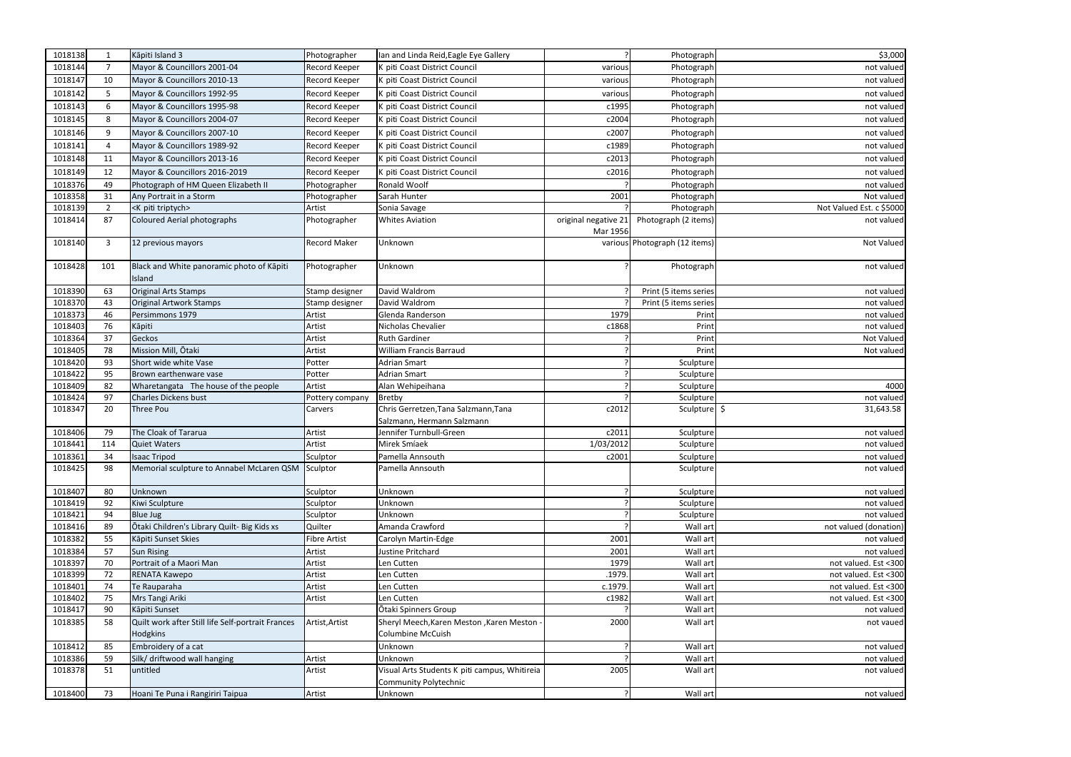| | | | | | | | |
|---|---|---|---|---|---|---|---|
| 1018138 | 1 | Kāpiti Island 3 | Photographer | Ian and Linda Reid,Eagle Eye Gallery | ? | Photograph | $3,000 |
| 1018144 | 7 | Mayor & Councillors 2001-04 | Record Keeper | K piti Coast District Council | various | Photograph | not valued |
| 1018147 | 10 | Mayor & Councillors 2010-13 | Record Keeper | K piti Coast District Council | various | Photograph | not valued |
| 1018142 | 5 | Mayor & Councillors 1992-95 | Record Keeper | K piti Coast District Council | various | Photograph | not valued |
| 1018143 | 6 | Mayor & Councillors 1995-98 | Record Keeper | K piti Coast District Council | c1995 | Photograph | not valued |
| 1018145 | 8 | Mayor & Councillors 2004-07 | Record Keeper | K piti Coast District Council | c2004 | Photograph | not valued |
| 1018146 | 9 | Mayor & Councillors 2007-10 | Record Keeper | K piti Coast District Council | c2007 | Photograph | not valued |
| 1018141 | 4 | Mayor & Councillors 1989-92 | Record Keeper | K piti Coast District Council | c1989 | Photograph | not valued |
| 1018148 | 11 | Mayor & Councillors 2013-16 | Record Keeper | K piti Coast District Council | c2013 | Photograph | not valued |
| 1018149 | 12 | Mayor & Councillors 2016-2019 | Record Keeper | K piti Coast District Council | c2016 | Photograph | not valued |
| 1018376 | 49 | Photograph of HM Queen Elizabeth II | Photographer | Ronald Woolf | ? | Photograph | not valued |
| 1018358 | 31 | Any Portrait in a Storm | Photographer | Sarah Hunter | 2001 | Photograph | Not valued |
| 1018139 | 2 | <K piti triptych> | Artist | Sonia Savage | ? | Photograph | Not Valued Est. c $5000 |
| 1018414 | 87 | Coloured Aerial photographs | Photographer | Whites Aviation | original negative 21 Mar 1956 | Photograph (2 items) | not valued |
| 1018140 | 3 | 12 previous mayors | Record Maker | Unknown | various | Photograph (12 items) | Not Valued |
| 1018428 | 101 | Black and White panoramic photo of Kāpiti Island | Photographer | Unknown | ? | Photograph | not valued |
| 1018390 | 63 | Original Arts Stamps | Stamp designer | David Waldrom | ? | Print (5 items series | not valued |
| 1018370 | 43 | Original Artwork Stamps | Stamp designer | David Waldrom | ? | Print (5 items series | not valued |
| 1018373 | 46 | Persimmons 1979 | Artist | Glenda Randerson | 1979 | Print | not valued |
| 1018403 | 76 | Kāpiti | Artist | Nicholas Chevalier | c1868 | Print | not valued |
| 1018364 | 37 | Geckos | Artist | Ruth Gardiner | ? | Print | Not Valued |
| 1018405 | 78 | Mission Mill, Ōtaki | Artist | William Francis Barraud | ? | Print | Not valued |
| 1018420 | 93 | Short wide white Vase | Potter | Adrian Smart | ? | Sculpture | |
| 1018422 | 95 | Brown earthenware vase | Potter | Adrian Smart | ? | Sculpture | |
| 1018409 | 82 | Wharetangata The house of the people | Artist | Alan Wehipeihana | ? | Sculpture | 4000 |
| 1018424 | 97 | Charles Dickens bust | Pottery company | Bretby | ? | Sculpture | not valued |
| 1018347 | 20 | Three Pou | Carvers | Chris Gerretzen,Tana Salzmann,Tana Salzmann, Hermann Salzmann | c2012 | Sculpture | $ 31,643.58 |
| 1018406 | 79 | The Cloak of Tararua | Artist | Jennifer Turnbull-Green | c2011 | Sculpture | not valued |
| 1018441 | 114 | Quiet Waters | Artist | Mirek Smíaek | 1/03/2012 | Sculpture | not valued |
| 1018361 | 34 | Isaac Tripod | Sculptor | Pamella Annsouth | c2001 | Sculpture | not valued |
| 1018425 | 98 | Memorial sculpture to Annabel McLaren QSM | Sculptor | Pamella Annsouth | | Sculpture | not valued |
| 1018407 | 80 | Unknown | Sculptor | Unknown | ? | Sculpture | not valued |
| 1018419 | 92 | Kiwi Sculpture | Sculptor | Unknown | ? | Sculpture | not valued |
| 1018421 | 94 | Blue Jug | Sculptor | Unknown | ? | Sculpture | not valued |
| 1018416 | 89 | Ōtaki Children's Library Quilt- Big Kids xs | Quilter | Amanda Crawford | ? | Wall art | not valued (donation) |
| 1018382 | 55 | Kāpiti Sunset Skies | Fibre Artist | Carolyn Martin-Edge | 2001 | Wall art | not valued |
| 1018384 | 57 | Sun Rising | Artist | Justine Pritchard | 2001 | Wall art | not valued |
| 1018397 | 70 | Portrait of a Maori Man | Artist | Len Cutten | 1979 | Wall art | not valued. Est <300 |
| 1018399 | 72 | RENATA Kawepo | Artist | Len Cutten | .1979. | Wall art | not valued. Est <300 |
| 1018401 | 74 | Te Rauparaha | Artist | Len Cutten | c.1979. | Wall art | not valued. Est <300 |
| 1018402 | 75 | Mrs Tangi Ariki | Artist | Len Cutten | c1982 | Wall art | not valued. Est <300 |
| 1018417 | 90 | Kāpiti Sunset | | Ōtaki Spinners Group | ? | Wall art | not valued |
| 1018385 | 58 | Quilt work after Still life Self-portrait Frances Hodgkins | Artist,Artist | Sheryl Meech,Karen Meston ,Karen Meston - Columbine McCuish | 2000 | Wall art | not vaued |
| 1018412 | 85 | Embroidery of a cat | | Unknown | ? | Wall art | not valued |
| 1018386 | 59 | Silk/ driftwood wall hanging | Artist | Unknown | ? | Wall art | not valued |
| 1018378 | 51 | untitled | Artist | Visual Arts Students K piti campus, Whitireia Community Polytechnic | 2005 | Wall art | not valued |
| 1018400 | 73 | Hoani Te Puna i Rangiriri Taipua | Artist | Unknown | ? | Wall art | not valued |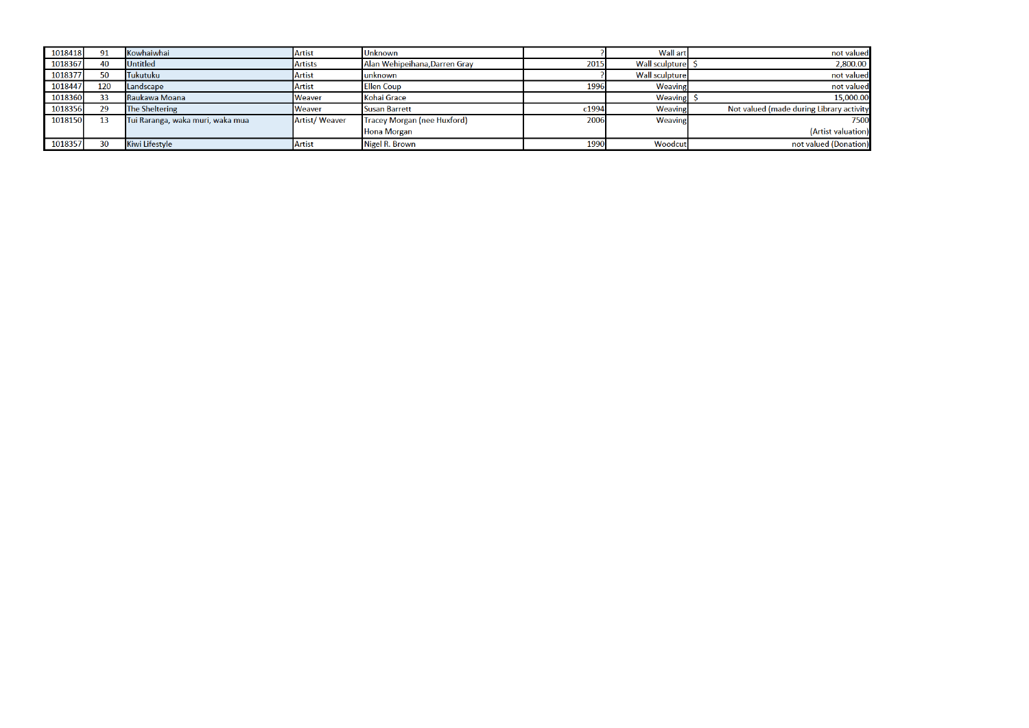| | | | | | | | |
|---|---|---|---|---|---|---|---|
| 1018418 | 91 | Kowhaiwhai | Artist | Unknown | ? | Wall art | not valued |
| 1018367 | 40 | Untitled | Artists | Alan Wehipeihana,Darren Gray | 2015 | Wall sculpture | $ 2,800.00 |
| 1018377 | 50 | Tukutuku | Artist | unknown | ? | Wall sculpture | not valued |
| 1018447 | 120 | Landscape | Artist | Ellen Coup | 1996 | Weaving | not valued |
| 1018360 | 33 | Raukawa Moana | Weaver | Kohai Grace | | Weaving | $ 15,000.00 |
| 1018356 | 29 | The Sheltering | Weaver | Susan Barrett | c1994 | Weaving | Not valued (made during Library activity |
| 1018150 | 13 | Tui Raranga, waka muri, waka mua | Artist/ Weaver | Tracey Morgan (nee Huxford) Hona Morgan | 2006 | Weaving | 7500 (Artist valuation) |
| 1018357 | 30 | Kiwi Lifestyle | Artist | Nigel R. Brown | 1990 | Woodcut | not valued (Donation) |